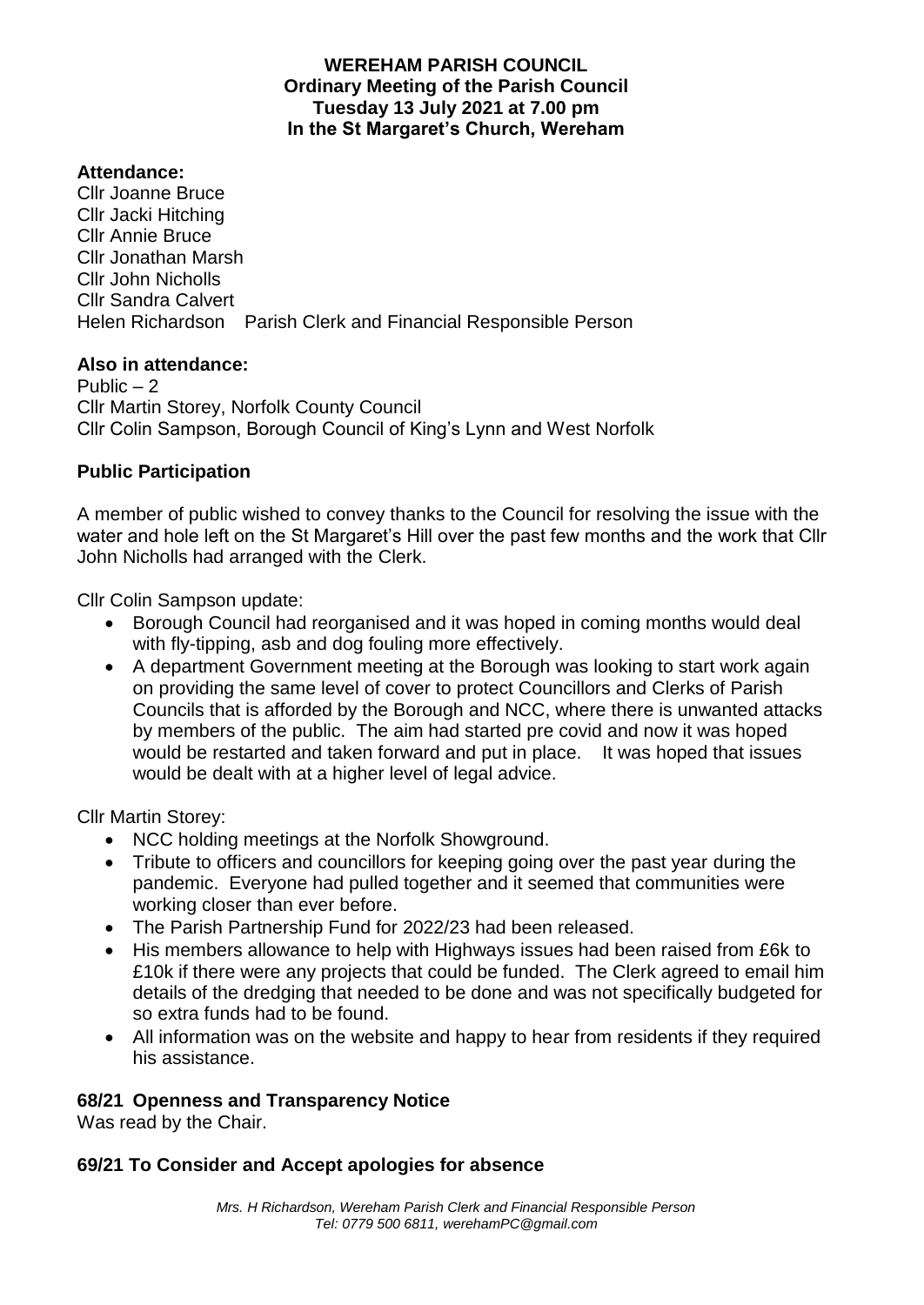**WEREHAM PARISH COUNCIL**
**Ordinary Meeting of the Parish Council**
**Tuesday 13 July 2021 at 7.00 pm**
**In the St Margaret's Church, Wereham**

**Attendance:**

Cllr Joanne Bruce
Cllr Jacki Hitching
Cllr Annie Bruce
Cllr Jonathan Marsh
Cllr John Nicholls
Cllr Sandra Calvert
Helen Richardson Parish Clerk and Financial Responsible Person

**Also in attendance:**

Public – 2
Cllr Martin Storey, Norfolk County Council
Cllr Colin Sampson, Borough Council of King's Lynn and West Norfolk

## Public Participation

A member of public wished to convey thanks to the Council for resolving the issue with the water and hole left on the St Margaret's Hill over the past few months and the work that Cllr John Nicholls had arranged with the Clerk.

Cllr Colin Sampson update:

- Borough Council had reorganised and it was hoped in coming months would deal with fly-tipping, asb and dog fouling more effectively.
- A department Government meeting at the Borough was looking to start work again on providing the same level of cover to protect Councillors and Clerks of Parish Councils that is afforded by the Borough and NCC, where there is unwanted attacks by members of the public. The aim had started pre covid and now it was hoped would be restarted and taken forward and put in place. It was hoped that issues would be dealt with at a higher level of legal advice.

Cllr Martin Storey:

- NCC holding meetings at the Norfolk Showground.
- Tribute to officers and councillors for keeping going over the past year during the pandemic. Everyone had pulled together and it seemed that communities were working closer than ever before.
- The Parish Partnership Fund for 2022/23 had been released.
- His members allowance to help with Highways issues had been raised from £6k to £10k if there were any projects that could be funded. The Clerk agreed to email him details of the dredging that needed to be done and was not specifically budgeted for so extra funds had to be found.
- All information was on the website and happy to hear from residents if they required his assistance.

## 68/21 Openness and Transparency Notice

Was read by the Chair.

## 69/21 To Consider and Accept apologies for absence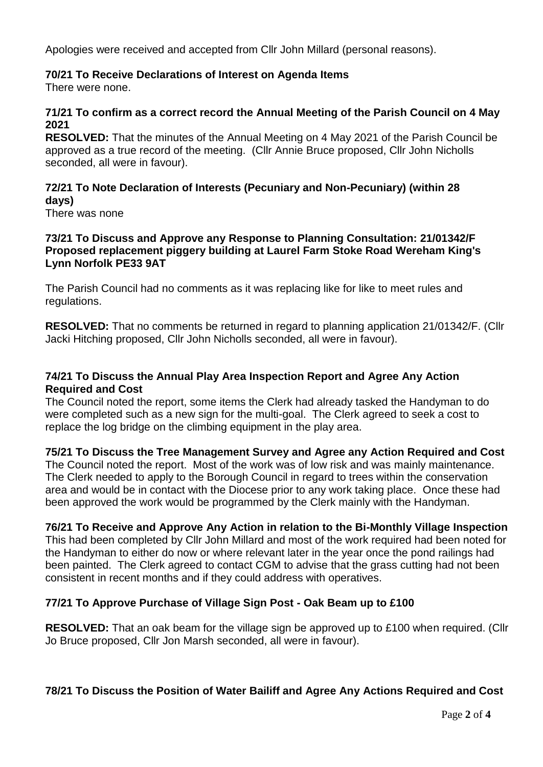Apologies were received and accepted from Cllr John Millard (personal reasons).

**70/21 To Receive Declarations of Interest on Agenda Items**

There were none.

**71/21 To confirm as a correct record the Annual Meeting of the Parish Council on 4 May 2021**

**RESOLVED:** That the minutes of the Annual Meeting on 4 May 2021 of the Parish Council be approved as a true record of the meeting. (Cllr Annie Bruce proposed, Cllr John Nicholls seconded, all were in favour).

**72/21 To Note Declaration of Interests (Pecuniary and Non-Pecuniary) (within 28 days)**

There was none

**73/21 To Discuss and Approve any Response to Planning Consultation: 21/01342/F Proposed replacement piggery building at Laurel Farm Stoke Road Wereham King's Lynn Norfolk PE33 9AT**

The Parish Council had no comments as it was replacing like for like to meet rules and regulations.

**RESOLVED:** That no comments be returned in regard to planning application 21/01342/F. (Cllr Jacki Hitching proposed, Cllr John Nicholls seconded, all were in favour).

**74/21 To Discuss the Annual Play Area Inspection Report and Agree Any Action Required and Cost**

The Council noted the report, some items the Clerk had already tasked the Handyman to do were completed such as a new sign for the multi-goal. The Clerk agreed to seek a cost to replace the log bridge on the climbing equipment in the play area.

**75/21 To Discuss the Tree Management Survey and Agree any Action Required and Cost**

The Council noted the report. Most of the work was of low risk and was mainly maintenance. The Clerk needed to apply to the Borough Council in regard to trees within the conservation area and would be in contact with the Diocese prior to any work taking place. Once these had been approved the work would be programmed by the Clerk mainly with the Handyman.

**76/21 To Receive and Approve Any Action in relation to the Bi-Monthly Village Inspection**

This had been completed by Cllr John Millard and most of the work required had been noted for the Handyman to either do now or where relevant later in the year once the pond railings had been painted. The Clerk agreed to contact CGM to advise that the grass cutting had not been consistent in recent months and if they could address with operatives.

**77/21 To Approve Purchase of Village Sign Post - Oak Beam up to £100**

**RESOLVED:** That an oak beam for the village sign be approved up to £100 when required. (Cllr Jo Bruce proposed, Cllr Jon Marsh seconded, all were in favour).

**78/21 To Discuss the Position of Water Bailiff and Agree Any Actions Required and Cost**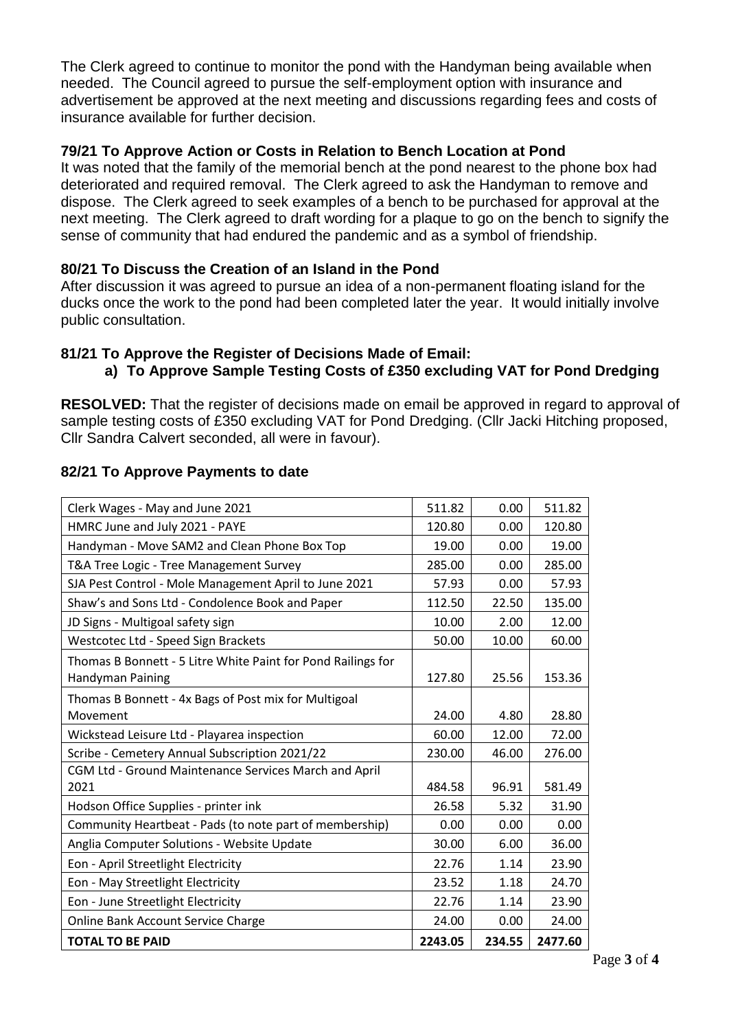The Clerk agreed to continue to monitor the pond with the Handyman being available when needed. The Council agreed to pursue the self-employment option with insurance and advertisement be approved at the next meeting and discussions regarding fees and costs of insurance available for further decision.

### 79/21 To Approve Action or Costs in Relation to Bench Location at Pond

It was noted that the family of the memorial bench at the pond nearest to the phone box had deteriorated and required removal. The Clerk agreed to ask the Handyman to remove and dispose. The Clerk agreed to seek examples of a bench to be purchased for approval at the next meeting. The Clerk agreed to draft wording for a plaque to go on the bench to signify the sense of community that had endured the pandemic and as a symbol of friendship.

### 80/21 To Discuss the Creation of an Island in the Pond

After discussion it was agreed to pursue an idea of a non-permanent floating island for the ducks once the work to the pond had been completed later the year. It would initially involve public consultation.

### 81/21 To Approve the Register of Decisions Made of Email:

**a) To Approve Sample Testing Costs of £350 excluding VAT for Pond Dredging**

**RESOLVED:** That the register of decisions made on email be approved in regard to approval of sample testing costs of £350 excluding VAT for Pond Dredging. (Cllr Jacki Hitching proposed, Cllr Sandra Calvert seconded, all were in favour).

### 82/21 To Approve Payments to date

| | | | |
|---|---|---|---|
| Clerk Wages - May and June 2021 | 511.82 | 0.00 | 511.82 |
| HMRC June and July 2021 - PAYE | 120.80 | 0.00 | 120.80 |
| Handyman - Move SAM2 and Clean Phone Box Top | 19.00 | 0.00 | 19.00 |
| T&A Tree Logic - Tree Management Survey | 285.00 | 0.00 | 285.00 |
| SJA Pest Control - Mole Management April to June 2021 | 57.93 | 0.00 | 57.93 |
| Shaw's and Sons Ltd - Condolence Book and Paper | 112.50 | 22.50 | 135.00 |
| JD Signs - Multigoal safety sign | 10.00 | 2.00 | 12.00 |
| Westcotec Ltd - Speed Sign Brackets | 50.00 | 10.00 | 60.00 |
| Thomas B Bonnett - 5 Litre White Paint for Pond Railings for Handyman Paining | 127.80 | 25.56 | 153.36 |
| Thomas B Bonnett - 4x Bags of Post mix for Multigoal Movement | 24.00 | 4.80 | 28.80 |
| Wickstead Leisure Ltd - Playarea inspection | 60.00 | 12.00 | 72.00 |
| Scribe - Cemetery Annual Subscription 2021/22 | 230.00 | 46.00 | 276.00 |
| CGM Ltd - Ground Maintenance Services March and April 2021 | 484.58 | 96.91 | 581.49 |
| Hodson Office Supplies - printer ink | 26.58 | 5.32 | 31.90 |
| Community Heartbeat - Pads (to note part of membership) | 0.00 | 0.00 | 0.00 |
| Anglia Computer Solutions - Website Update | 30.00 | 6.00 | 36.00 |
| Eon - April Streetlight Electricity | 22.76 | 1.14 | 23.90 |
| Eon - May Streetlight Electricity | 23.52 | 1.18 | 24.70 |
| Eon - June Streetlight Electricity | 22.76 | 1.14 | 23.90 |
| Online Bank Account Service Charge | 24.00 | 0.00 | 24.00 |
| **TOTAL TO BE PAID** | **2243.05** | **234.55** | **2477.60** |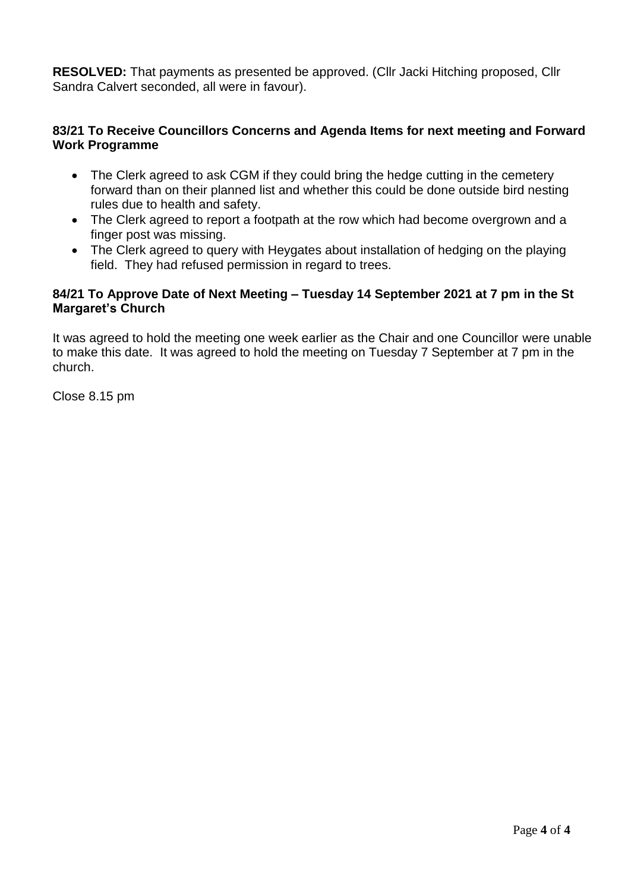**RESOLVED:** That payments as presented be approved. (Cllr Jacki Hitching proposed, Cllr Sandra Calvert seconded, all were in favour).

### 83/21 To Receive Councillors Concerns and Agenda Items for next meeting and Forward Work Programme

- The Clerk agreed to ask CGM if they could bring the hedge cutting in the cemetery forward than on their planned list and whether this could be done outside bird nesting rules due to health and safety.
- The Clerk agreed to report a footpath at the row which had become overgrown and a finger post was missing.
- The Clerk agreed to query with Heygates about installation of hedging on the playing field. They had refused permission in regard to trees.

### 84/21 To Approve Date of Next Meeting – Tuesday 14 September 2021 at 7 pm in the St Margaret's Church

It was agreed to hold the meeting one week earlier as the Chair and one Councillor were unable to make this date. It was agreed to hold the meeting on Tuesday 7 September at 7 pm in the church.

Close 8.15 pm